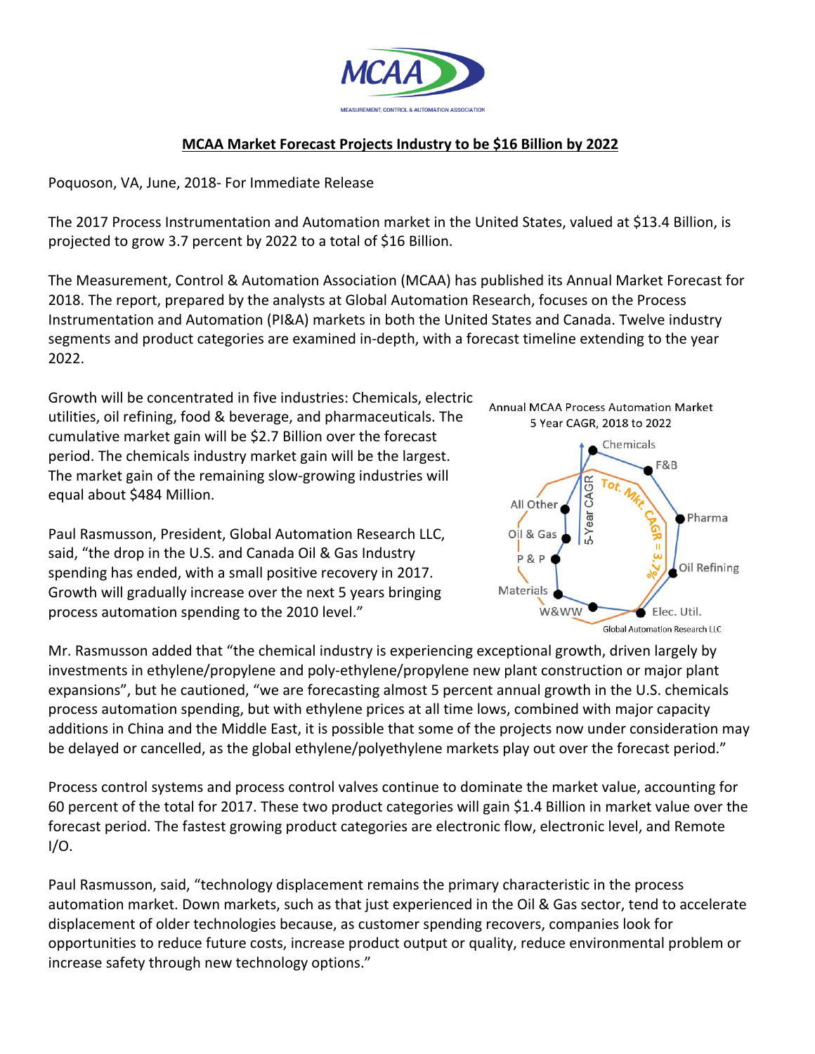## MCAA Market Forecast Projects Industry to be $16 Billion by 2022

Poquoson, VA, June, 2018- For Immediate Release

The 2017 Process Instrumentation and Automation market in the United States, valued at $13.4 Billion, is projected to grow 3.7 percent by 2022 to a total of $16 Billion.

The Measurement, Control & Automation Association (MCAA) has published its Annual Market Forecast for 2018. The report, prepared by the analysts at Global Automation Research, focuses on the Process Instrumentation and Automation (PI&A) markets in both the United States and Canada. Twelve industry segments and product categories are examined in-depth, with a forecast timeline extending to the year 2022.

Growth will be concentrated in five industries: Chemicals, electric utilities, oil refining, food & beverage, and pharmaceuticals. The cumulative market gain will be $2.7 Billion over the forecast period. The chemicals industry market gain will be the largest. The market gain of the remaining slow-growing industries will equal about $484 Million.

Paul Rasmusson, President, Global Automation Research LLC, said, "the drop in the U.S. and Canada Oil & Gas Industry spending has ended, with a small positive recovery in 2017. Growth will gradually increase over the next 5 years bringing process automation spending to the 2010 level."

Annual MCAA Process Automation Market
5 Year CAGR, 2018 to 2022

Global Automation Research LLC

Mr. Rasmusson added that "the chemical industry is experiencing exceptional growth, driven largely by investments in ethylene/propylene and poly-ethylene/propylene new plant construction or major plant expansions", but he cautioned, "we are forecasting almost 5 percent annual growth in the U.S. chemicals process automation spending, but with ethylene prices at all time lows, combined with major capacity additions in China and the Middle East, it is possible that some of the projects now under consideration may be delayed or cancelled, as the global ethylene/polyethylene markets play out over the forecast period."

Process control systems and process control valves continue to dominate the market value, accounting for 60 percent of the total for 2017. These two product categories will gain $1.4 Billion in market value over the forecast period. The fastest growing product categories are electronic flow, electronic level, and Remote I/O.

Paul Rasmusson, said, "technology displacement remains the primary characteristic in the process automation market. Down markets, such as that just experienced in the Oil & Gas sector, tend to accelerate displacement of older technologies because, as customer spending recovers, companies look for opportunities to reduce future costs, increase product output or quality, reduce environmental problem or increase safety through new technology options."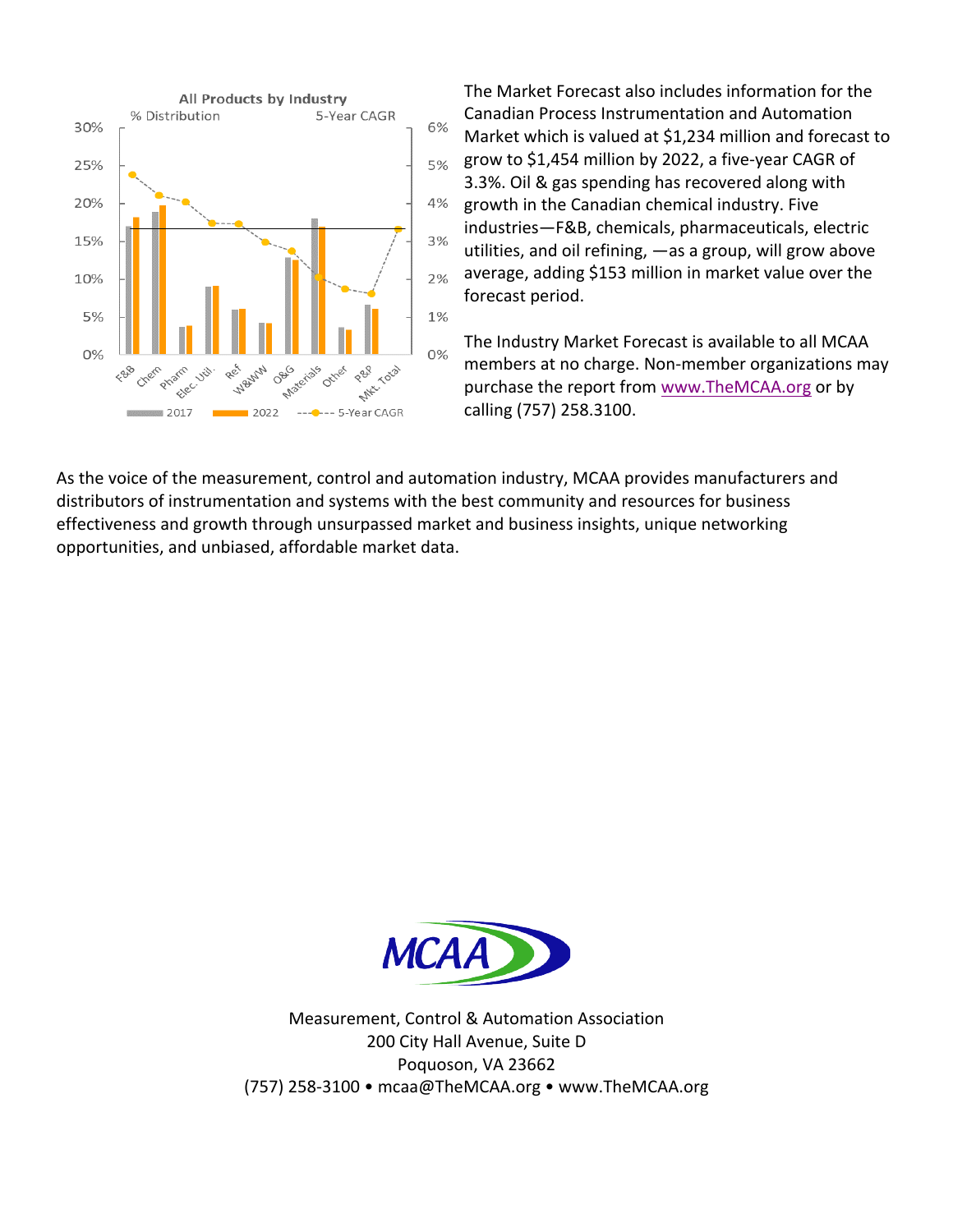All Products by Industry

% Distribution

5-Year CAGR

30%
25%
20%
15%
10%
5%
0%

6%
5%
4%
3%
2%
1%
0%

F&B
Chem
Pharm
Elec. Util.
Ref
W&WW
O&G
Materials
Other
P&P
Mkt. Total

2017
2022
5-Year CAGR

The Market Forecast also includes information for the Canadian Process Instrumentation and Automation Market which is valued at $1,234 million and forecast to grow to $1,454 million by 2022, a five-year CAGR of 3.3%. Oil & gas spending has recovered along with growth in the Canadian chemical industry. Five industries—F&B, chemicals, pharmaceuticals, electric utilities, and oil refining, —as a group, will grow above average, adding $153 million in market value over the forecast period.

The Industry Market Forecast is available to all MCAA members at no charge. Non-member organizations may purchase the report from www.TheMCAA.org or by calling (757) 258.3100.

As the voice of the measurement, control and automation industry, MCAA provides manufacturers and distributors of instrumentation and systems with the best community and resources for business effectiveness and growth through unsurpassed market and business insights, unique networking opportunities, and unbiased, affordable market data.

MCAA

Measurement, Control & Automation Association
200 City Hall Avenue, Suite D
Poquoson, VA 23662
(757) 258-3100 • mcaa@TheMCAA.org • www.TheMCAA.org